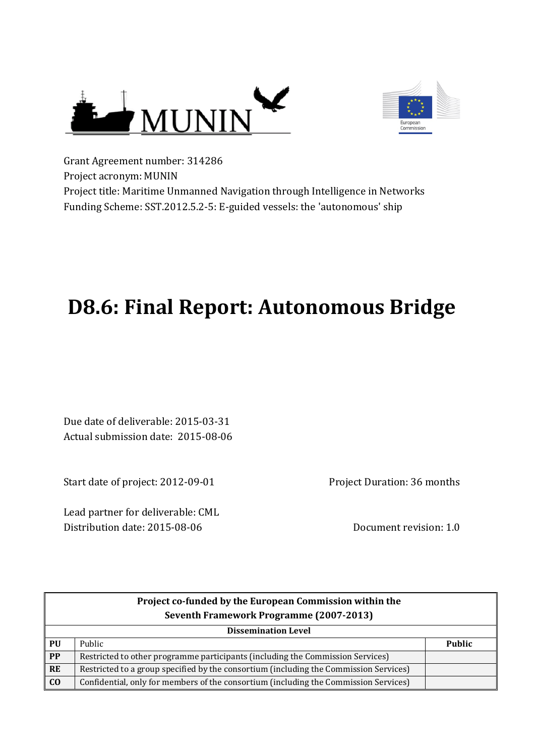Grant Agreement number: 314286
Project acronym: MUNIN
Project title: Maritime Unmanned Navigation through Intelligence in Networks
Funding Scheme: SST.2012.5.2-5: E-guided vessels: the 'autonomous' ship

# D8.6: Final Report: Autonomous Bridge

Due date of deliverable: 2015-03-31
Actual submission date: 2015-08-06

Start date of project: 2012-09-01

Project Duration: 36 months

Lead partner for deliverable: CML
Distribution date: 2015-08-06

Document revision: 1.0

| Project co-funded by the European Commission within the Seventh Framework Programme (2007-2013) | | |
|---|---|---|
| **Dissemination Level** | | |
| **PU** | Public | **Public** |
| **PP** | Restricted to other programme participants (including the Commission Services) | |
| **RE** | Restricted to a group specified by the consortium (including the Commission Services) | |
| **CO** | Confidential, only for members of the consortium (including the Commission Services) | |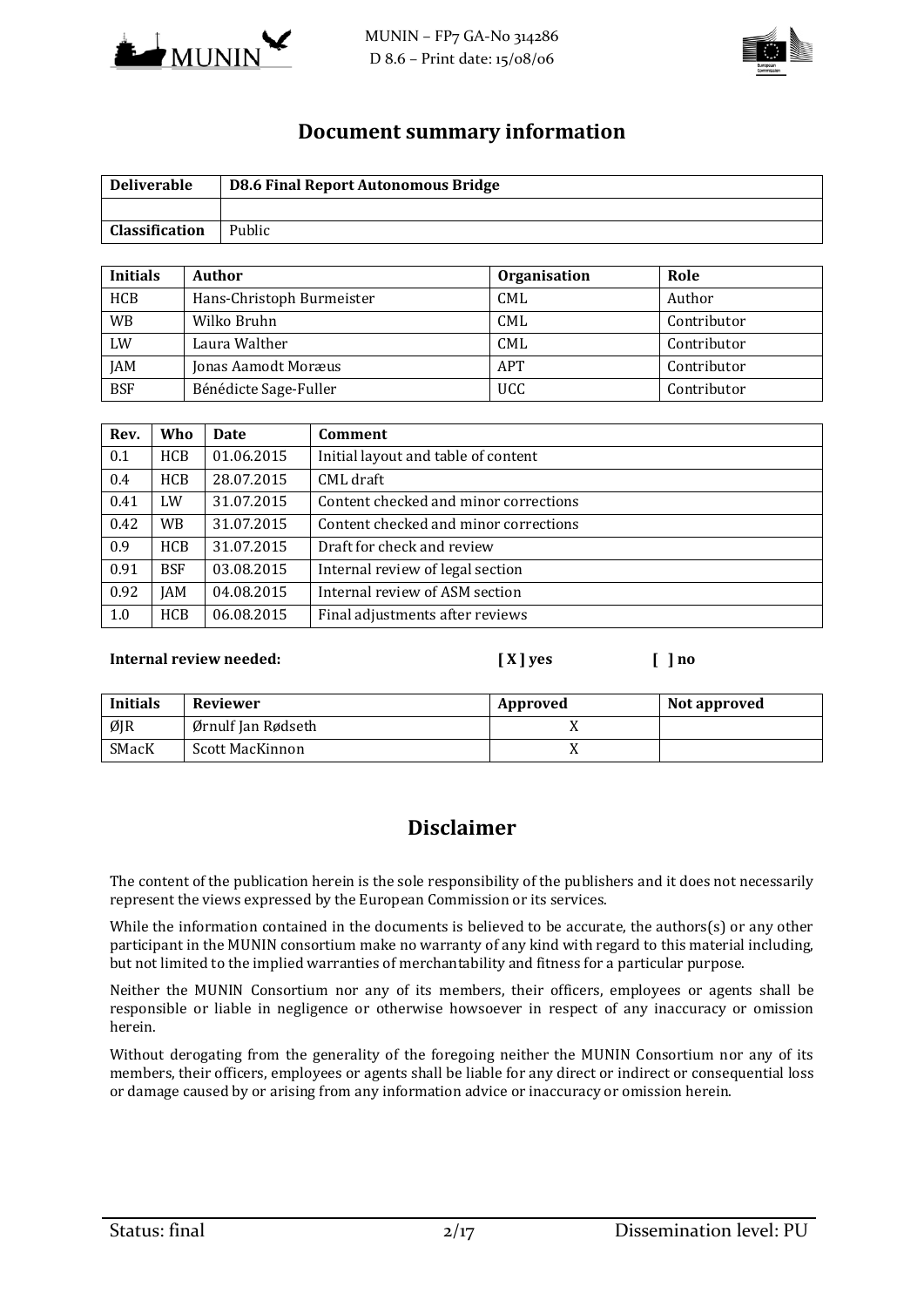# Document summary information

| Deliverable | D8.6 Final Report Autonomous Bridge |
|---|---|
| | |
| Classification | Public |

| Initials | Author | Organisation | Role |
|---|---|---|---|
| HCB | Hans-Christoph Burmeister | CML | Author |
| WB | Wilko Bruhn | CML | Contributor |
| LW | Laura Walther | CML | Contributor |
| JAM | Jonas Aamodt Moræus | APT | Contributor |
| BSF | Bénédicte Sage-Fuller | UCC | Contributor |

| Rev. | Who | Date | Comment |
|---|---|---|---|
| 0.1 | HCB | 01.06.2015 | Initial layout and table of content |
| 0.4 | HCB | 28.07.2015 | CML draft |
| 0.41 | LW | 31.07.2015 | Content checked and minor corrections |
| 0.42 | WB | 31.07.2015 | Content checked and minor corrections |
| 0.9 | HCB | 31.07.2015 | Draft for check and review |
| 0.91 | BSF | 03.08.2015 | Internal review of legal section |
| 0.92 | JAM | 04.08.2015 | Internal review of ASM section |
| 1.0 | HCB | 06.08.2015 | Final adjustments after reviews |

**Internal review needed:** **[ X ] yes** **[ ] no**

| Initials | Reviewer | Approved | Not approved |
|---|---|---|---|
| ØJR | Ørnulf Jan Rødseth | X | |
| SMacK | Scott MacKinnon | X | |

# Disclaimer

The content of the publication herein is the sole responsibility of the publishers and it does not necessarily represent the views expressed by the European Commission or its services.

While the information contained in the documents is believed to be accurate, the authors(s) or any other participant in the MUNIN consortium make no warranty of any kind with regard to this material including, but not limited to the implied warranties of merchantability and fitness for a particular purpose.

Neither the MUNIN Consortium nor any of its members, their officers, employees or agents shall be responsible or liable in negligence or otherwise howsoever in respect of any inaccuracy or omission herein.

Without derogating from the generality of the foregoing neither the MUNIN Consortium nor any of its members, their officers, employees or agents shall be liable for any direct or indirect or consequential loss or damage caused by or arising from any information advice or inaccuracy or omission herein.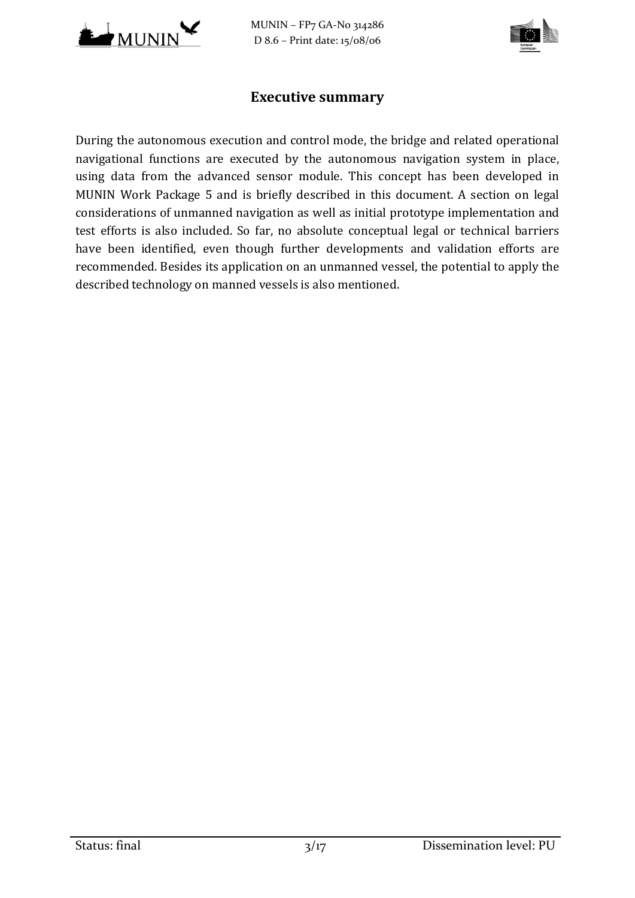## Executive summary

During the autonomous execution and control mode, the bridge and related operational navigational functions are executed by the autonomous navigation system in place, using data from the advanced sensor module. This concept has been developed in MUNIN Work Package 5 and is briefly described in this document. A section on legal considerations of unmanned navigation as well as initial prototype implementation and test efforts is also included. So far, no absolute conceptual legal or technical barriers have been identified, even though further developments and validation efforts are recommended. Besides its application on an unmanned vessel, the potential to apply the described technology on manned vessels is also mentioned.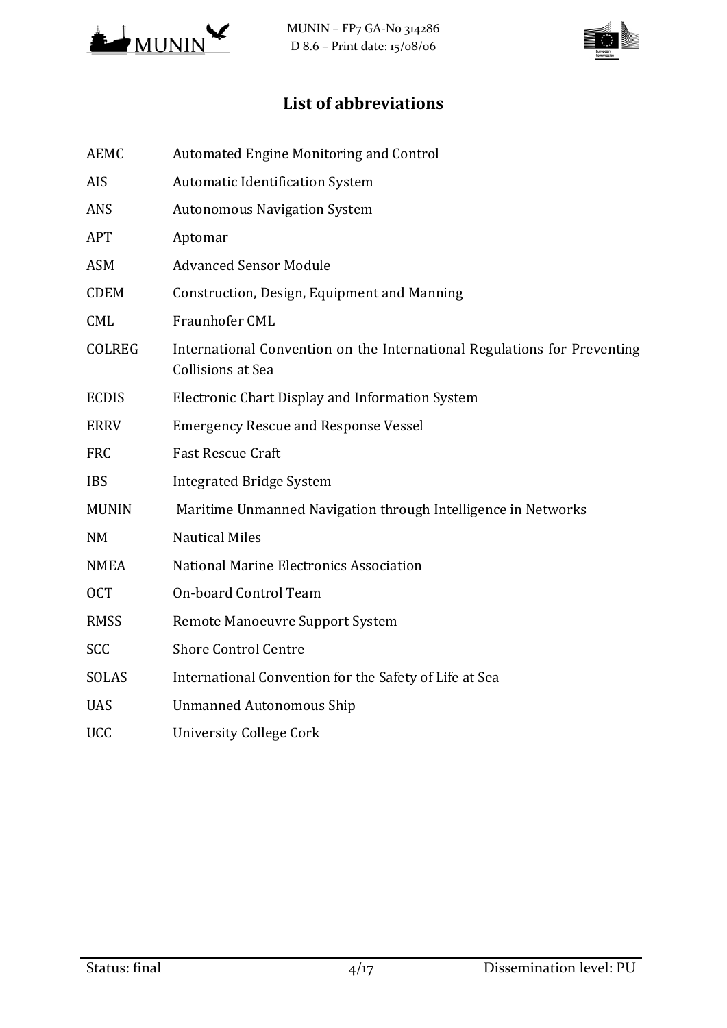# List of abbreviations

| | |
|---|---|
| AEMC | Automated Engine Monitoring and Control |
| AIS | Automatic Identification System |
| ANS | Autonomous Navigation System |
| APT | Aptomar |
| ASM | Advanced Sensor Module |
| CDEM | Construction, Design, Equipment and Manning |
| CML | Fraunhofer CML |
| COLREG | International Convention on the International Regulations for Preventing Collisions at Sea |
| ECDIS | Electronic Chart Display and Information System |
| ERRV | Emergency Rescue and Response Vessel |
| FRC | Fast Rescue Craft |
| IBS | Integrated Bridge System |
| MUNIN | Maritime Unmanned Navigation through Intelligence in Networks |
| NM | Nautical Miles |
| NMEA | National Marine Electronics Association |
| OCT | On-board Control Team |
| RMSS | Remote Manoeuvre Support System |
| SCC | Shore Control Centre |
| SOLAS | International Convention for the Safety of Life at Sea |
| UAS | Unmanned Autonomous Ship |
| UCC | University College Cork |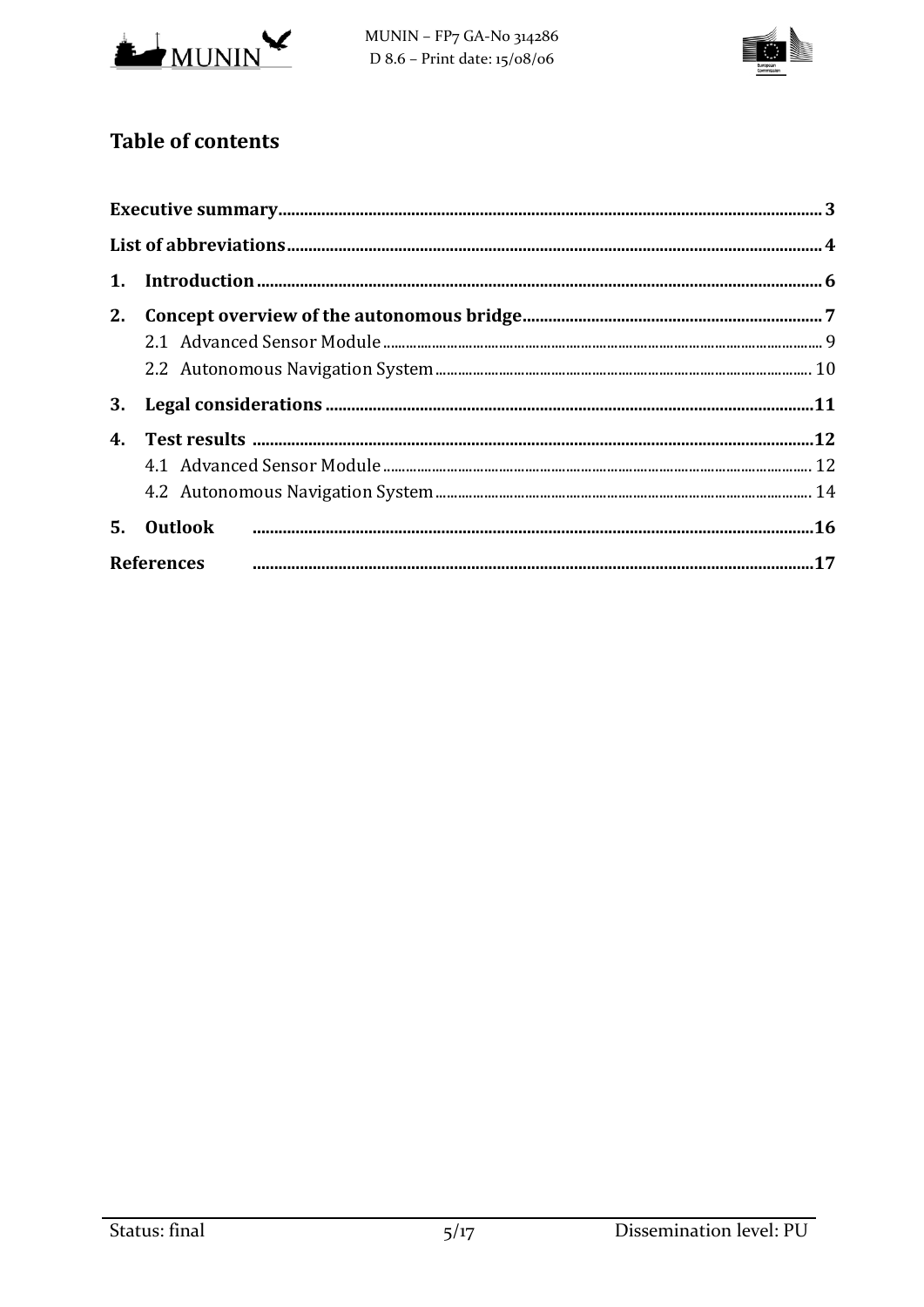## Table of contents

Executive summary ..... 3

List of abbreviations ..... 4

1. Introduction ..... 6
2. Concept overview of the autonomous bridge ..... 7
   - 2.1 Advanced Sensor Module ..... 9
   - 2.2 Autonomous Navigation System ..... 10
3. Legal considerations ..... 11
4. Test results ..... 12
   - 4.1 Advanced Sensor Module ..... 12
   - 4.2 Autonomous Navigation System ..... 14
5. Outlook ..... 16

References ..... 17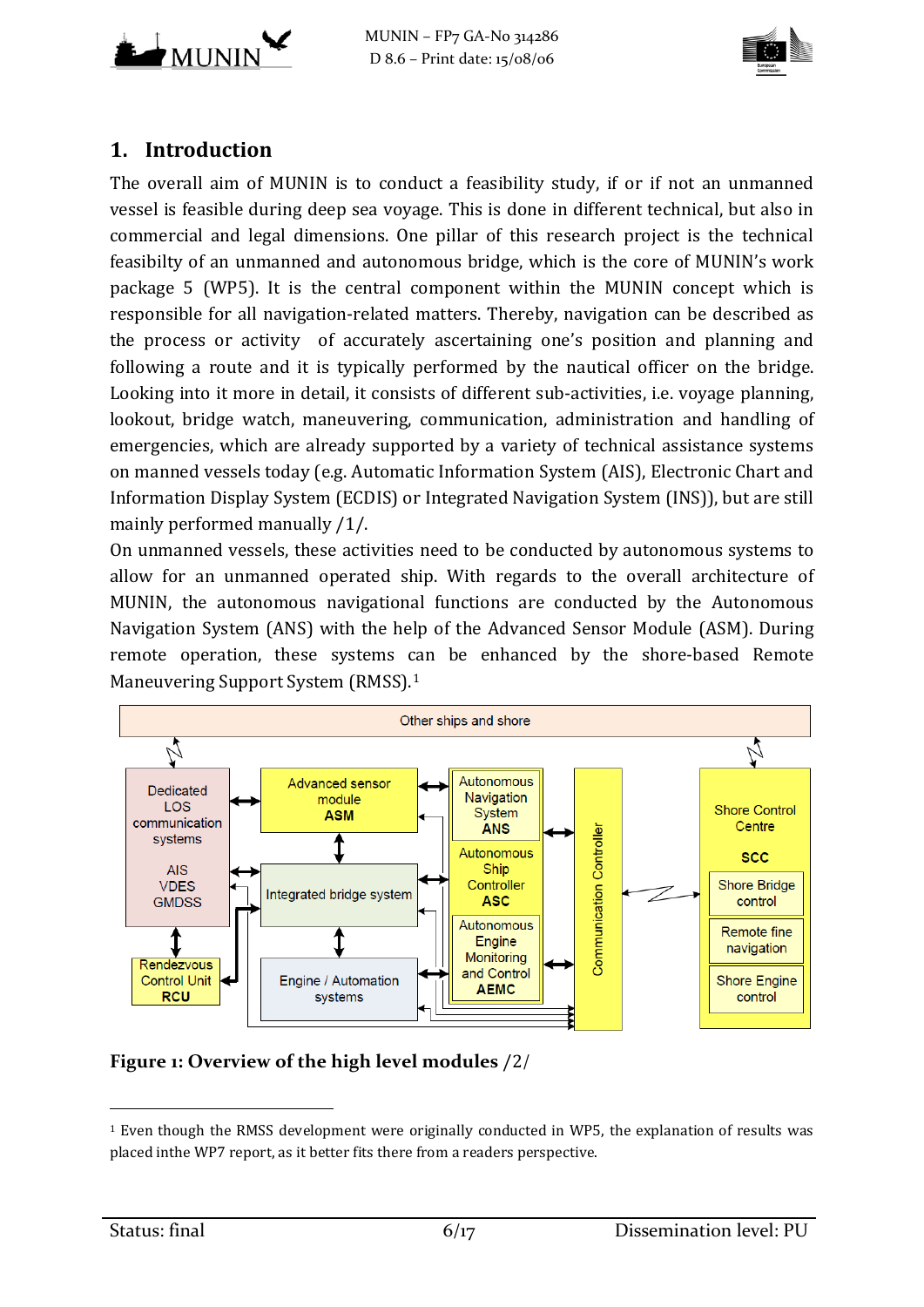# 1. Introduction

The overall aim of MUNIN is to conduct a feasibility study, if or if not an unmanned vessel is feasible during deep sea voyage. This is done in different technical, but also in commercial and legal dimensions. One pillar of this research project is the technical feasibilty of an unmanned and autonomous bridge, which is the core of MUNIN's work package 5 (WP5). It is the central component within the MUNIN concept which is responsible for all navigation-related matters. Thereby, navigation can be described as the process or activity of accurately ascertaining one's position and planning and following a route and it is typically performed by the nautical officer on the bridge. Looking into it more in detail, it consists of different sub-activities, i.e. voyage planning, lookout, bridge watch, maneuvering, communication, administration and handling of emergencies, which are already supported by a variety of technical assistance systems on manned vessels today (e.g. Automatic Information System (AIS), Electronic Chart and Information Display System (ECDIS) or Integrated Navigation System (INS)), but are still mainly performed manually /1/.

On unmanned vessels, these activities need to be conducted by autonomous systems to allow for an unmanned operated ship. With regards to the overall architecture of MUNIN, the autonomous navigational functions are conducted by the Autonomous Navigation System (ANS) with the help of the Advanced Sensor Module (ASM). During remote operation, these systems can be enhanced by the shore-based Remote Maneuvering Support System (RMSS).[1]

**Figure 1: Overview of the high level modules** /2/

---

[1] Even though the RMSS development were originally conducted in WP5, the explanation of results was placed inthe WP7 report, as it better fits there from a readers perspective.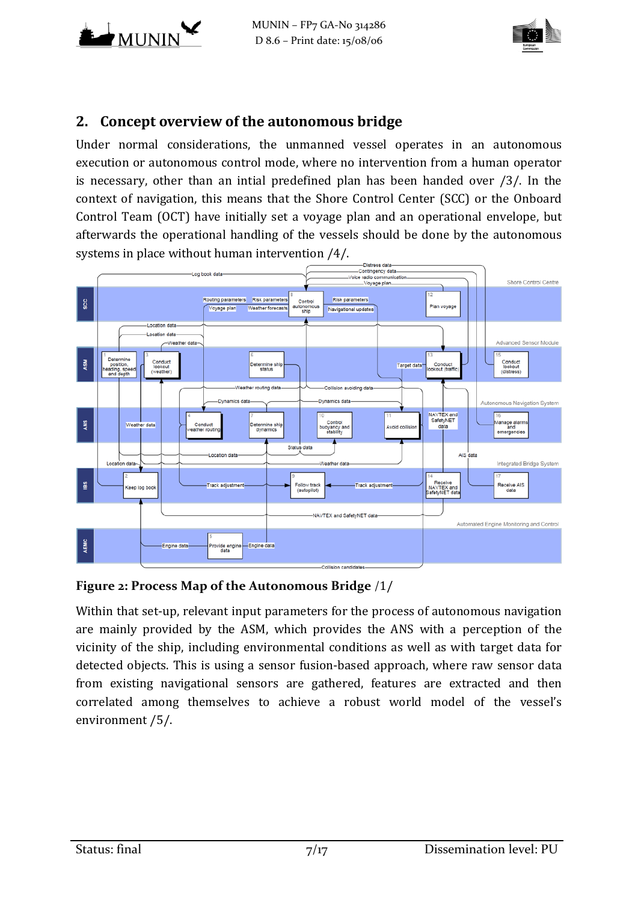## 2. Concept overview of the autonomous bridge

Under normal considerations, the unmanned vessel operates in an autonomous execution or autonomous control mode, where no intervention from a human operator is necessary, other than an intial predefined plan has been handed over /3/. In the context of navigation, this means that the Shore Control Center (SCC) or the Onboard Control Team (OCT) have initially set a voyage plan and an operational envelope, but afterwards the operational handling of the vessels should be done by the autonomous systems in place without human intervention /4/.

**Figure 2: Process Map of the Autonomous Bridge** /1/

Within that set-up, relevant input parameters for the process of autonomous navigation are mainly provided by the ASM, which provides the ANS with a perception of the vicinity of the ship, including environmental conditions as well as with target data for detected objects. This is using a sensor fusion-based approach, where raw sensor data from existing navigational sensors are gathered, features are extracted and then correlated among themselves to achieve a robust world model of the vessel's environment /5/.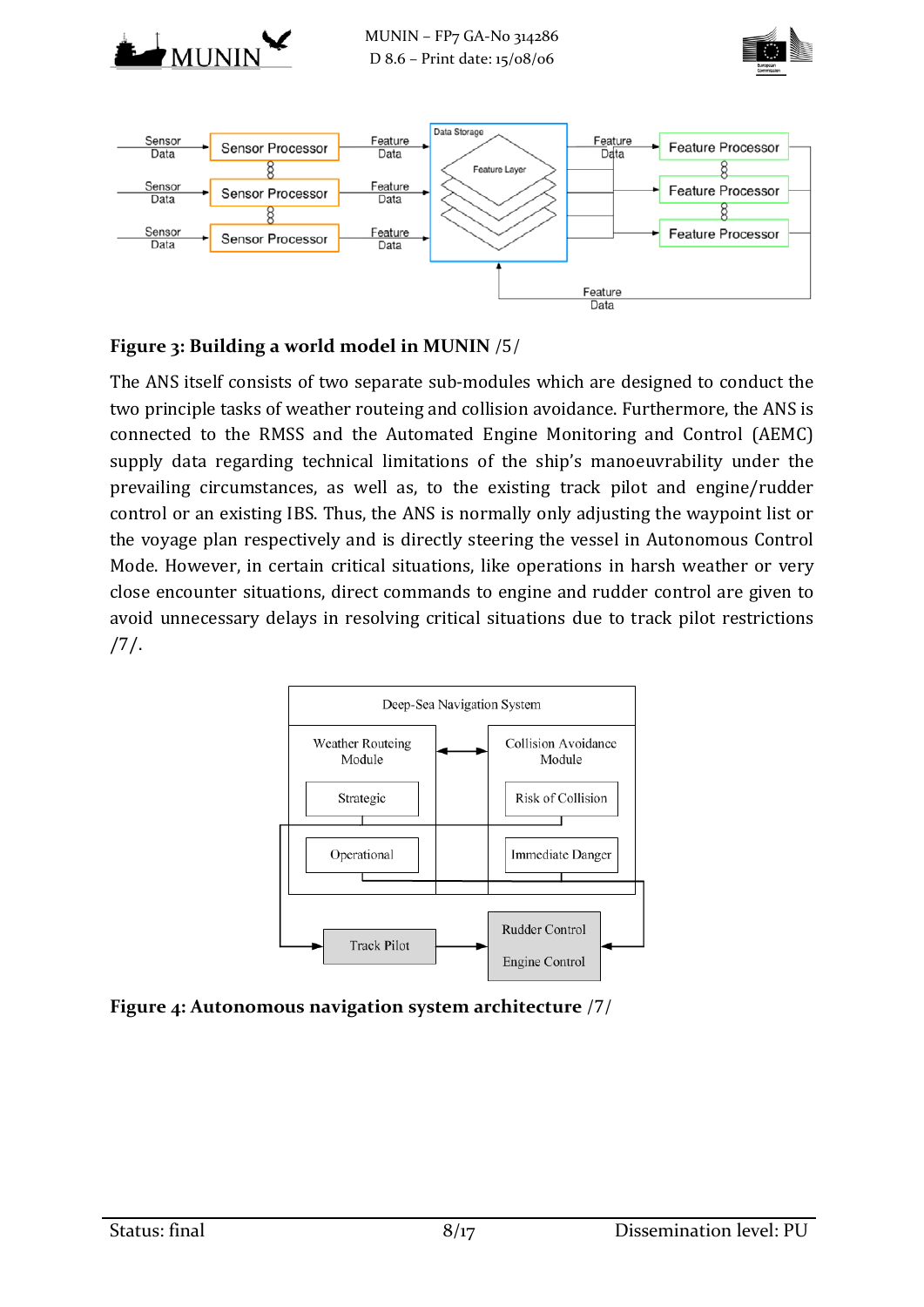**Figure 3: Building a world model in MUNIN /5/**

The ANS itself consists of two separate sub-modules which are designed to conduct the two principle tasks of weather routeing and collision avoidance. Furthermore, the ANS is connected to the RMSS and the Automated Engine Monitoring and Control (AEMC) supply data regarding technical limitations of the ship's manoeuvrability under the prevailing circumstances, as well as, to the existing track pilot and engine/rudder control or an existing IBS. Thus, the ANS is normally only adjusting the waypoint list or the voyage plan respectively and is directly steering the vessel in Autonomous Control Mode. However, in certain critical situations, like operations in harsh weather or very close encounter situations, direct commands to engine and rudder control are given to avoid unnecessary delays in resolving critical situations due to track pilot restrictions /7/.

**Figure 4: Autonomous navigation system architecture /7/**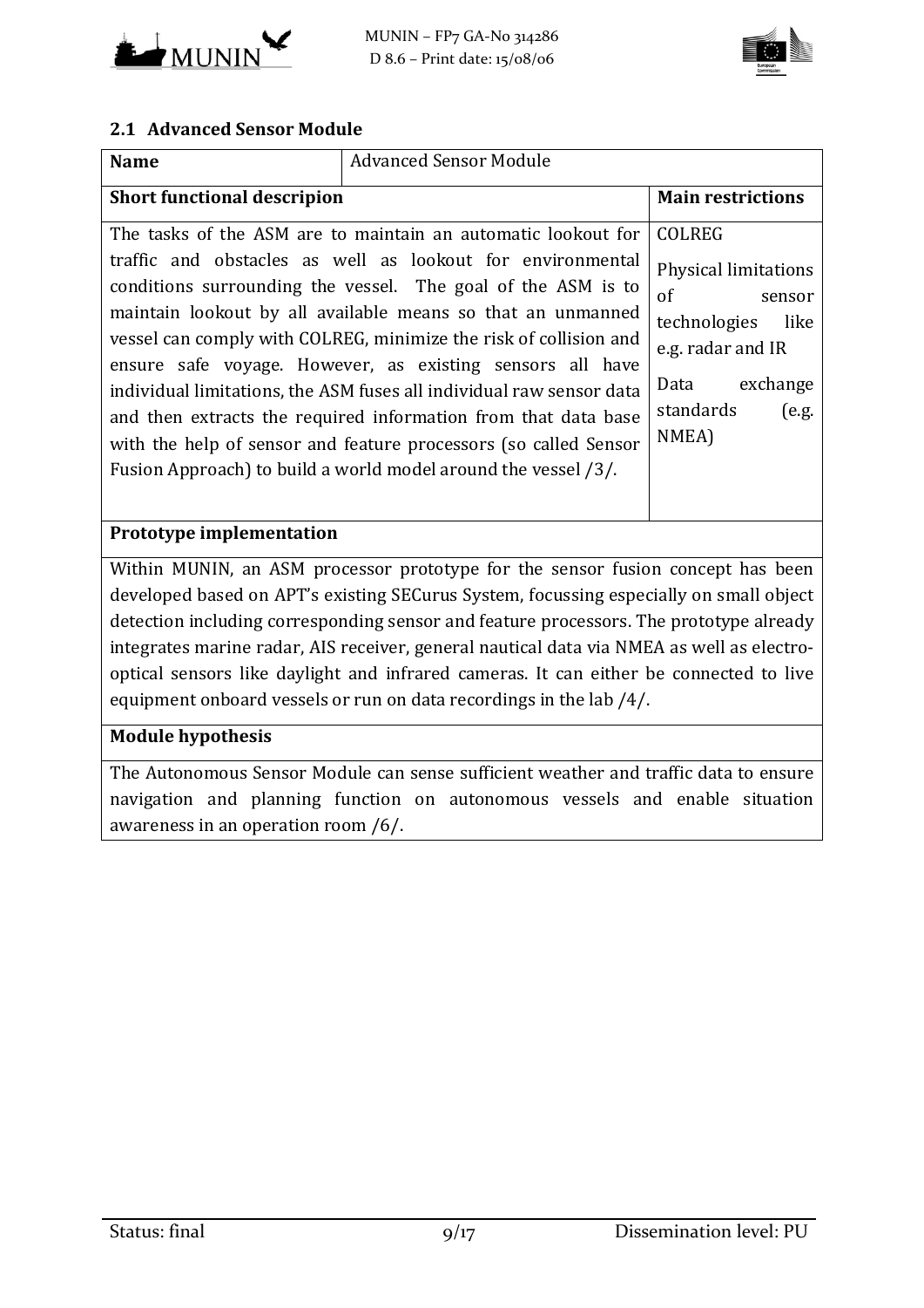## 2.1 Advanced Sensor Module

| **Name** | Advanced Sensor Module | |
|---|---|---|
| **Short functional descripion** | | **Main restrictions** |
| The tasks of the ASM are to maintain an automatic lookout for traffic and obstacles as well as lookout for environmental conditions surrounding the vessel. The goal of the ASM is to maintain lookout by all available means so that an unmanned vessel can comply with COLREG, minimize the risk of collision and ensure safe voyage. However, as existing sensors all have individual limitations, the ASM fuses all individual raw sensor data and then extracts the required information from that data base with the help of sensor and feature processors (so called Sensor Fusion Approach) to build a world model around the vessel /3/. | | COLREG<br><br>Physical limitations of sensor technologies like e.g. radar and IR<br><br>Data exchange standards (e.g. NMEA) |
| **Prototype implementation** | | |
| Within MUNIN, an ASM processor prototype for the sensor fusion concept has been developed based on APT's existing SECurus System, focussing especially on small object detection including corresponding sensor and feature processors. The prototype already integrates marine radar, AIS receiver, general nautical data via NMEA as well as electro-optical sensors like daylight and infrared cameras. It can either be connected to live equipment onboard vessels or run on data recordings in the lab /4/. | | |
| **Module hypothesis** | | |
| The Autonomous Sensor Module can sense sufficient weather and traffic data to ensure navigation and planning function on autonomous vessels and enable situation awareness in an operation room /6/. | | |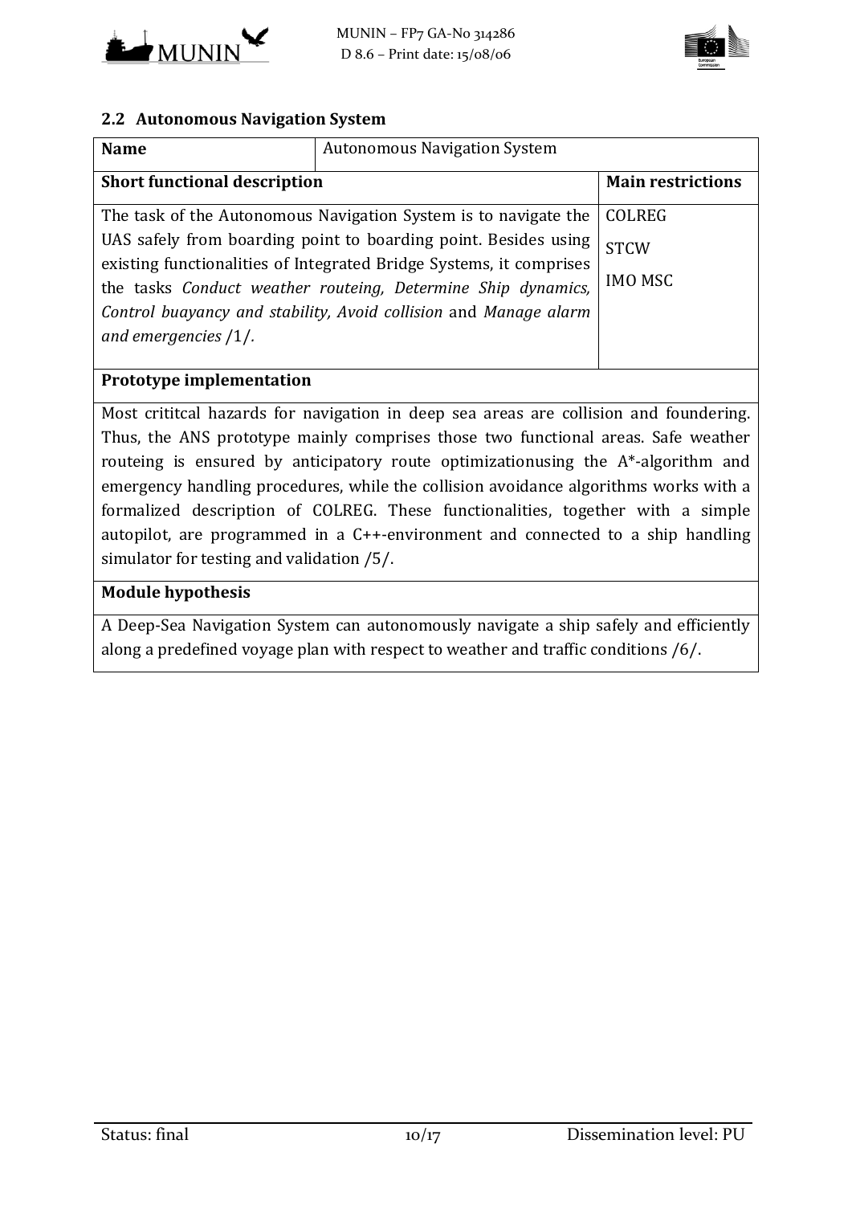## 2.2 Autonomous Navigation System

| **Name** | Autonomous Navigation System |
|---|---|
| **Short functional description** | **Main restrictions** |
| The task of the Autonomous Navigation System is to navigate the UAS safely from boarding point to boarding point. Besides using existing functionalities of Integrated Bridge Systems, it comprises the tasks *Conduct weather routeing, Determine Ship dynamics, Control buayancy and stability, Avoid collision* and *Manage alarm and emergencies* /1/. | COLREG<br>STCW<br>IMO MSC |
| **Prototype implementation** | |
| Most crititcal hazards for navigation in deep sea areas are collision and foundering. Thus, the ANS prototype mainly comprises those two functional areas. Safe weather routeing is ensured by anticipatory route optimizationusing the A*-algorithm and emergency handling procedures, while the collision avoidance algorithms works with a formalized description of COLREG. These functionalities, together with a simple autopilot, are programmed in a C++-environment and connected to a ship handling simulator for testing and validation /5/. | |
| **Module hypothesis** | |
| A Deep-Sea Navigation System can autonomously navigate a ship safely and efficiently along a predefined voyage plan with respect to weather and traffic conditions /6/. | |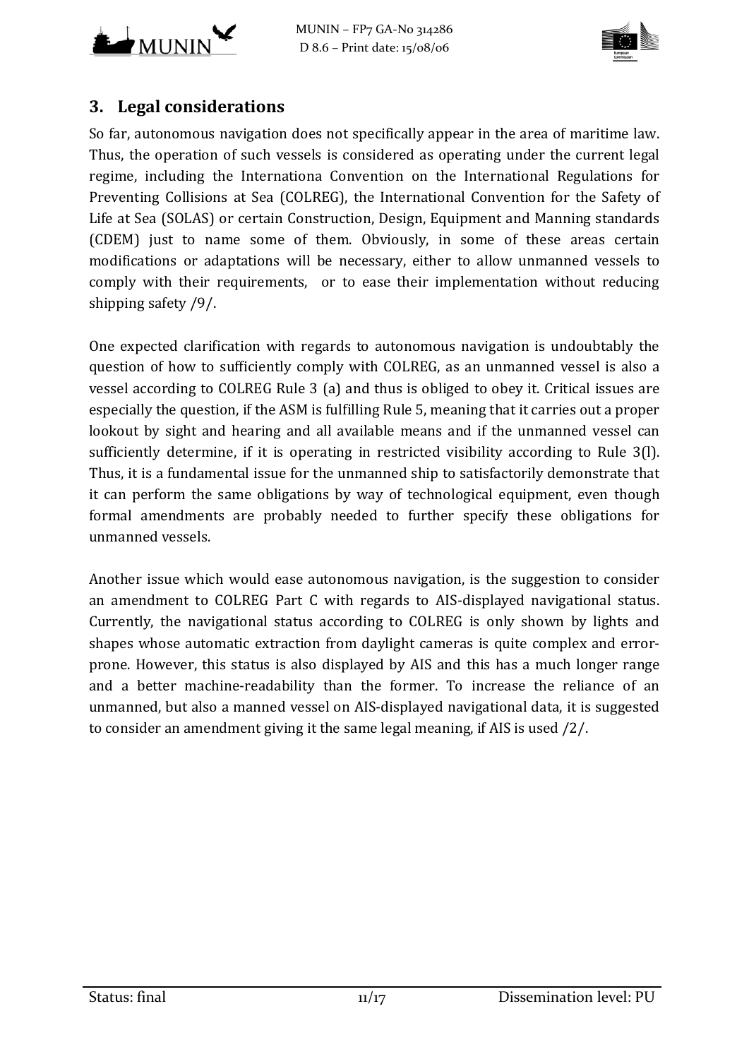## 3. Legal considerations

So far, autonomous navigation does not specifically appear in the area of maritime law. Thus, the operation of such vessels is considered as operating under the current legal regime, including the Internationa Convention on the International Regulations for Preventing Collisions at Sea (COLREG), the International Convention for the Safety of Life at Sea (SOLAS) or certain Construction, Design, Equipment and Manning standards (CDEM) just to name some of them. Obviously, in some of these areas certain modifications or adaptations will be necessary, either to allow unmanned vessels to comply with their requirements, or to ease their implementation without reducing shipping safety /9/.

One expected clarification with regards to autonomous navigation is undoubtably the question of how to sufficiently comply with COLREG, as an unmanned vessel is also a vessel according to COLREG Rule 3 (a) and thus is obliged to obey it. Critical issues are especially the question, if the ASM is fulfilling Rule 5, meaning that it carries out a proper lookout by sight and hearing and all available means and if the unmanned vessel can sufficiently determine, if it is operating in restricted visibility according to Rule 3(l). Thus, it is a fundamental issue for the unmanned ship to satisfactorily demonstrate that it can perform the same obligations by way of technological equipment, even though formal amendments are probably needed to further specify these obligations for unmanned vessels.

Another issue which would ease autonomous navigation, is the suggestion to consider an amendment to COLREG Part C with regards to AIS-displayed navigational status. Currently, the navigational status according to COLREG is only shown by lights and shapes whose automatic extraction from daylight cameras is quite complex and error-prone. However, this status is also displayed by AIS and this has a much longer range and a better machine-readability than the former. To increase the reliance of an unmanned, but also a manned vessel on AIS-displayed navigational data, it is suggested to consider an amendment giving it the same legal meaning, if AIS is used /2/.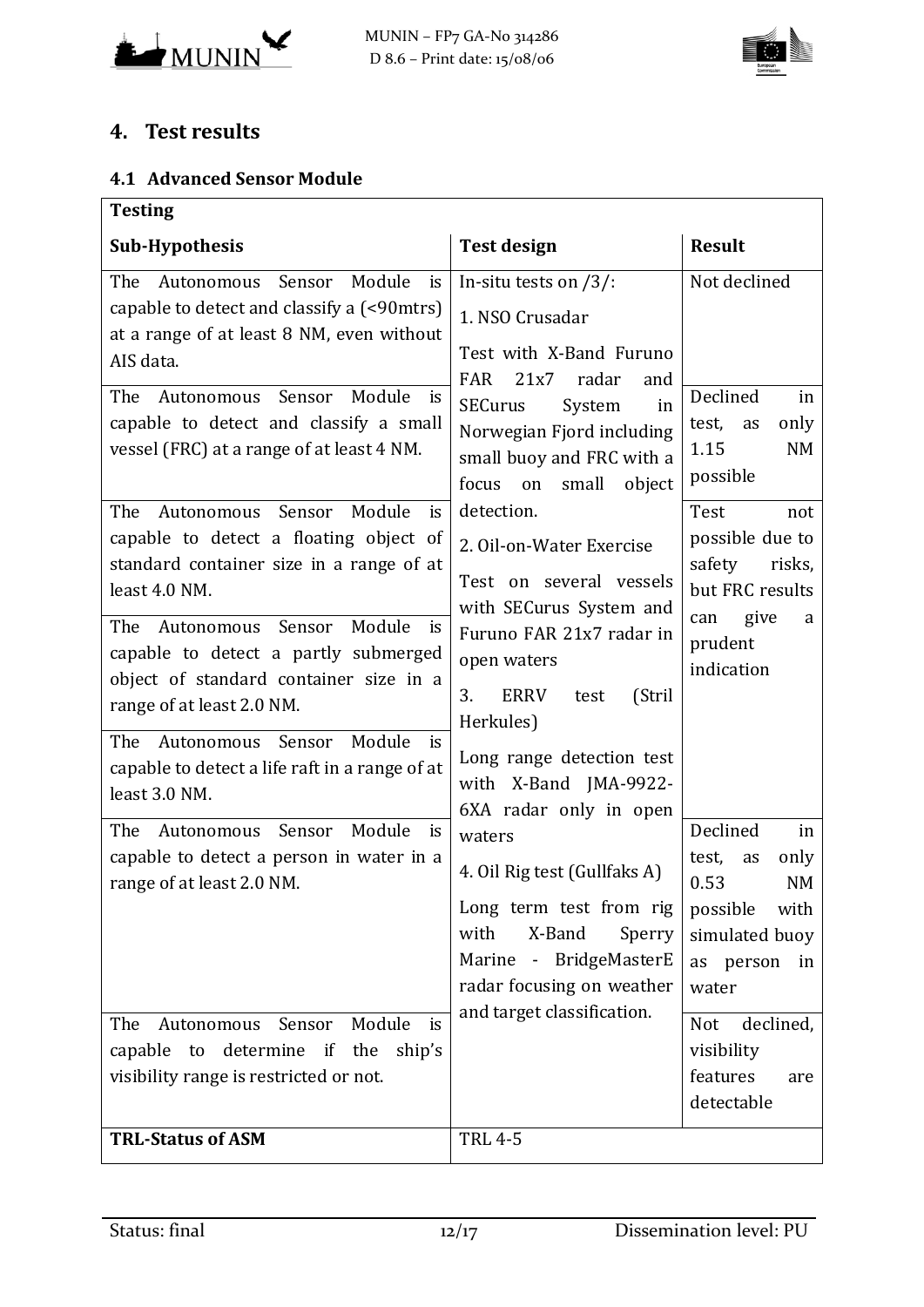## 4. Test results

### 4.1 Advanced Sensor Module

| Testing | | |
|---|---|---|
| **Sub-Hypothesis** | **Test design** | **Result** |
| The Autonomous Sensor Module is capable to detect and classify a (<90mtrs) at a range of at least 8 NM, even without AIS data. | In-situ tests on /3/:<br>1. NSO Crusadar<br>Test with X-Band Furuno FAR 21x7 radar and SECurus System in Norwegian Fjord including small buoy and FRC with a focus on small object detection.<br>2. Oil-on-Water Exercise<br>Test on several vessels with SECurus System and Furuno FAR 21x7 radar in open waters<br>3. ERRV test (Stril Herkules)<br>Long range detection test with X-Band JMA-9922-6XA radar only in open waters<br>4. Oil Rig test (Gullfaks A)<br>Long term test from rig with X-Band Sperry Marine - BridgeMasterE radar focusing on weather and target classification. | Not declined |
| The Autonomous Sensor Module is capable to detect and classify a small vessel (FRC) at a range of at least 4 NM. | | Declined in test, as only 1.15 NM possible |
| The Autonomous Sensor Module is capable to detect a floating object of standard container size in a range of at least 4.0 NM. | | Test not possible due to safety risks, but FRC results can give a prudent indication |
| The Autonomous Sensor Module is capable to detect a partly submerged object of standard container size in a range of at least 2.0 NM. | | |
| The Autonomous Sensor Module is capable to detect a life raft in a range of at least 3.0 NM. | | |
| The Autonomous Sensor Module is capable to detect a person in water in a range of at least 2.0 NM. | | Declined in test, as only 0.53 NM possible with simulated buoy as person in water |
| The Autonomous Sensor Module is capable to determine if the ship's visibility range is restricted or not. | | Not declined, visibility features are detectable |
| **TRL-Status of ASM** | TRL 4-5 | |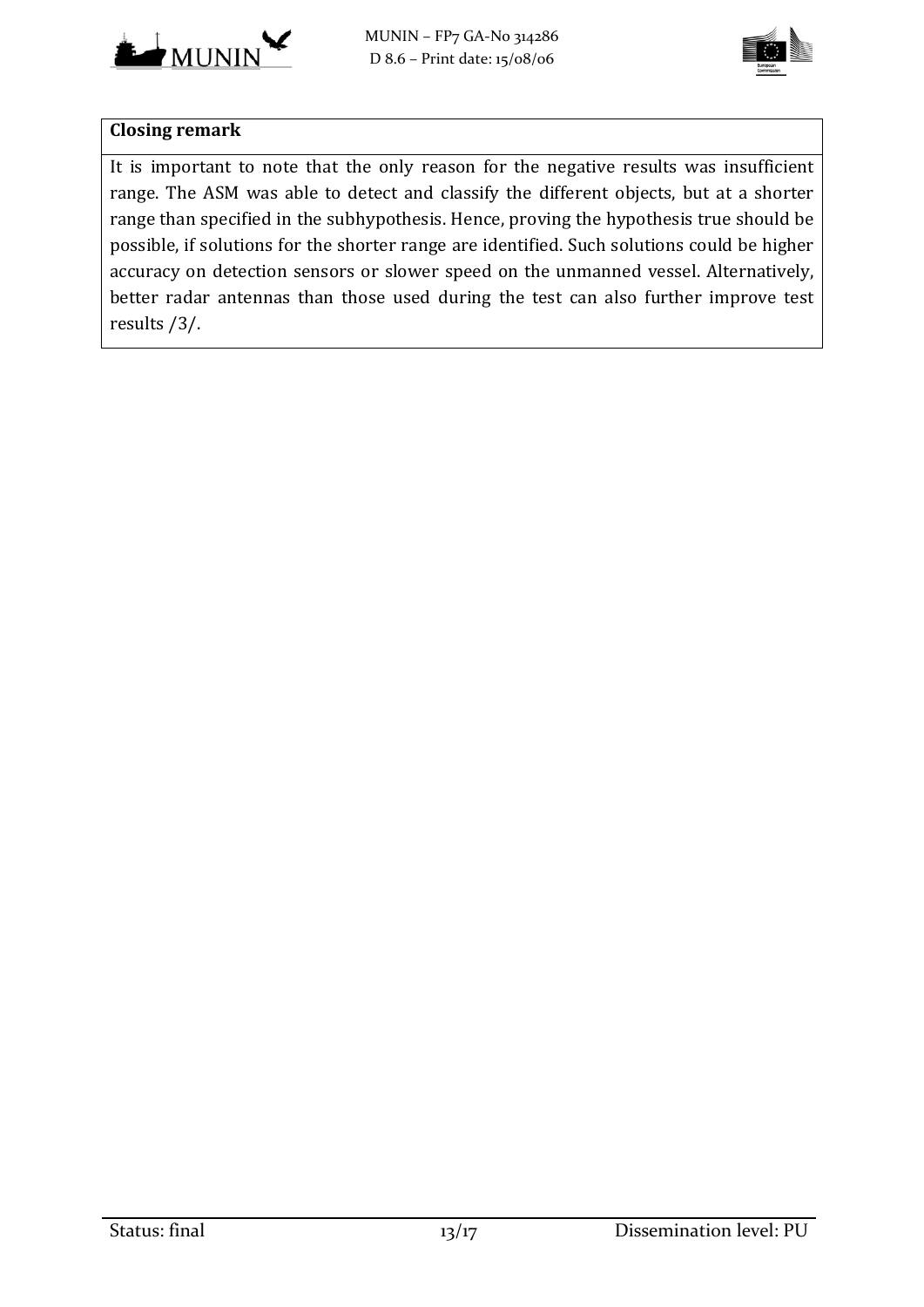**Closing remark**

It is important to note that the only reason for the negative results was insufficient range. The ASM was able to detect and classify the different objects, but at a shorter range than specified in the subhypothesis. Hence, proving the hypothesis true should be possible, if solutions for the shorter range are identified. Such solutions could be higher accuracy on detection sensors or slower speed on the unmanned vessel. Alternatively, better radar antennas than those used during the test can also further improve test results /3/.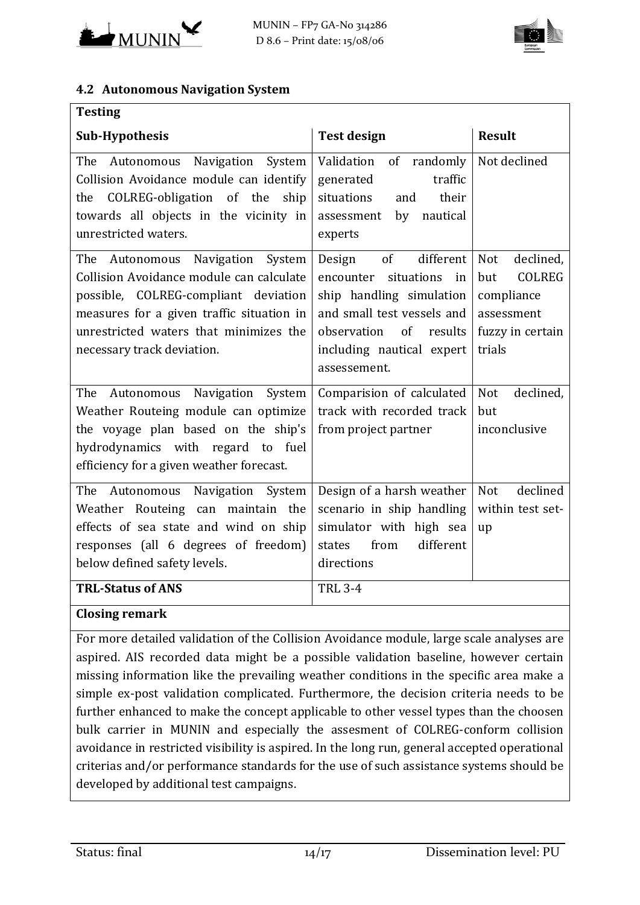### 4.2 Autonomous Navigation System

| Testing | | |
|---|---|---|
| **Sub-Hypothesis** | **Test design** | **Result** |
| The Autonomous Navigation System Collision Avoidance module can identify the COLREG-obligation of the ship towards all objects in the vicinity in unrestricted waters. | Validation of randomly generated traffic situations and their assessment by nautical experts | Not declined |
| The Autonomous Navigation System Collision Avoidance module can calculate possible, COLREG-compliant deviation measures for a given traffic situation in unrestricted waters that minimizes the necessary track deviation. | Design of different encounter situations in ship handling simulation and small test vessels and observation of results including nautical expert assessement. | Not declined, but COLREG compliance assessment fuzzy in certain trials |
| The Autonomous Navigation System Weather Routeing module can optimize the voyage plan based on the ship's hydrodynamics with regard to fuel efficiency for a given weather forecast. | Comparision of calculated track with recorded track from project partner | Not declined, but inconclusive |
| The Autonomous Navigation System Weather Routeing can maintain the effects of sea state and wind on ship responses (all 6 degrees of freedom) below defined safety levels. | Design of a harsh weather scenario in ship handling simulator with high sea states from different directions | Not declined within test set-up |
| **TRL-Status of ANS** | TRL 3-4 | |
| **Closing remark** | | |

For more detailed validation of the Collision Avoidance module, large scale analyses are aspired. AIS recorded data might be a possible validation baseline, however certain missing information like the prevailing weather conditions in the specific area make a simple ex-post validation complicated. Furthermore, the decision criteria needs to be further enhanced to make the concept applicable to other vessel types than the choosen bulk carrier in MUNIN and especially the assesment of COLREG-conform collision avoidance in restricted visibility is aspired. In the long run, general accepted operational criterias and/or performance standards for the use of such assistance systems should be developed by additional test campaigns.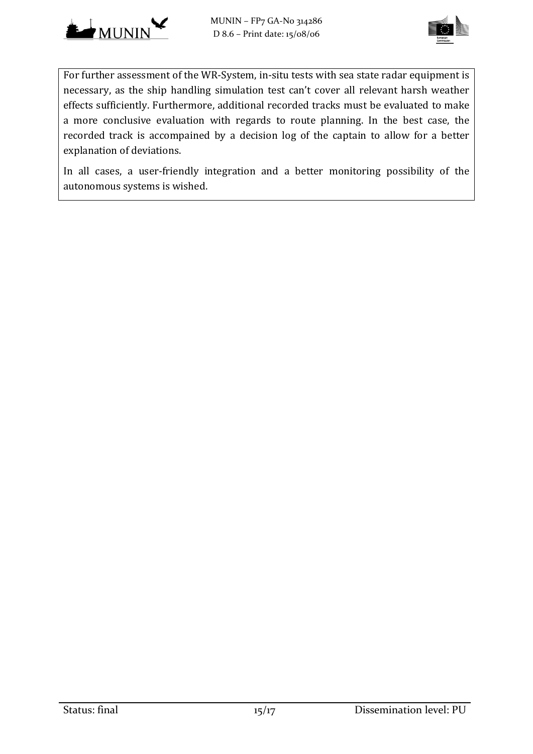For further assessment of the WR-System, in-situ tests with sea state radar equipment is necessary, as the ship handling simulation test can't cover all relevant harsh weather effects sufficiently. Furthermore, additional recorded tracks must be evaluated to make a more conclusive evaluation with regards to route planning. In the best case, the recorded track is accompained by a decision log of the captain to allow for a better explanation of deviations.

In all cases, a user-friendly integration and a better monitoring possibility of the autonomous systems is wished.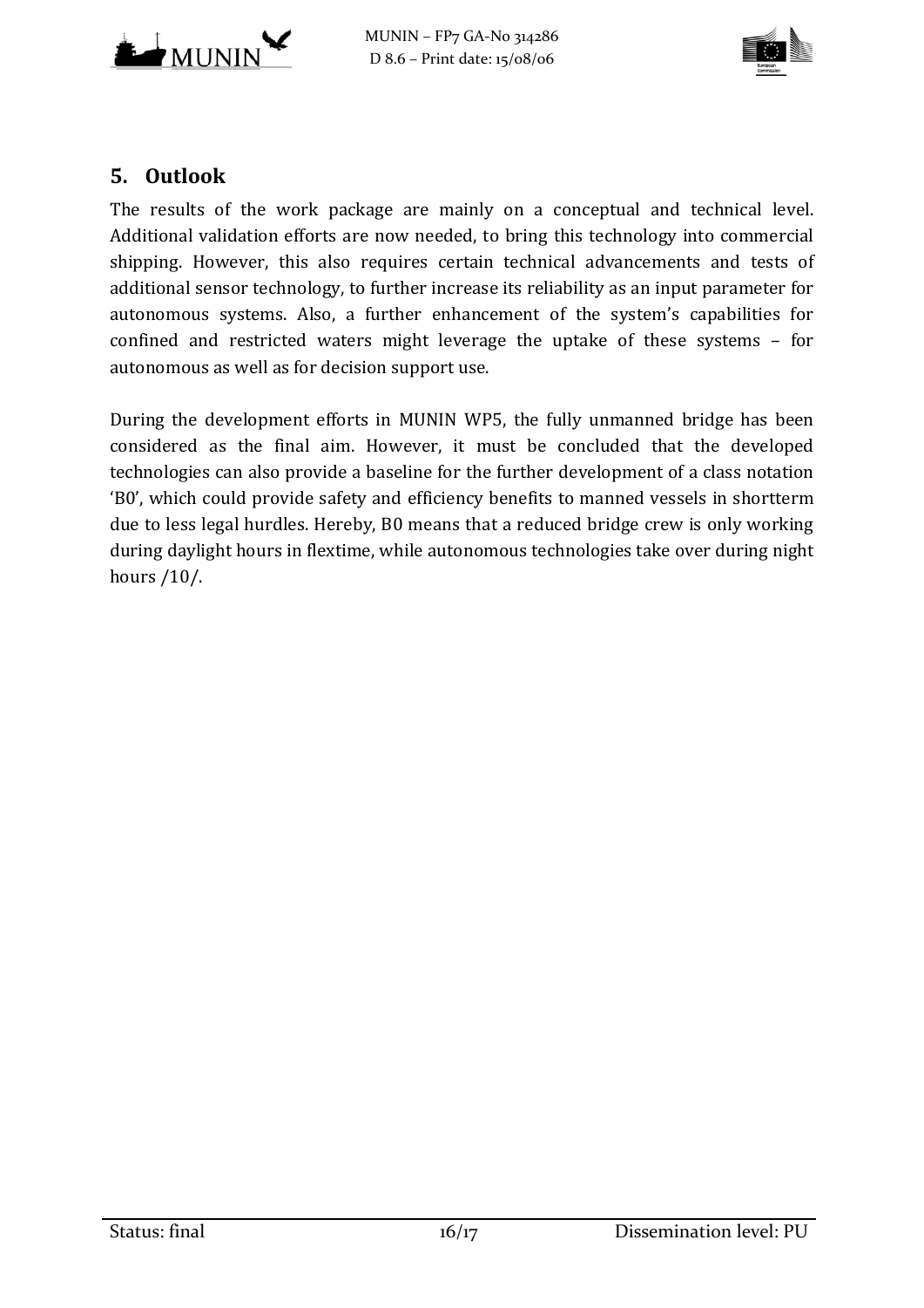## 5. Outlook

The results of the work package are mainly on a conceptual and technical level. Additional validation efforts are now needed, to bring this technology into commercial shipping. However, this also requires certain technical advancements and tests of additional sensor technology, to further increase its reliability as an input parameter for autonomous systems. Also, a further enhancement of the system's capabilities for confined and restricted waters might leverage the uptake of these systems – for autonomous as well as for decision support use.

During the development efforts in MUNIN WP5, the fully unmanned bridge has been considered as the final aim. However, it must be concluded that the developed technologies can also provide a baseline for the further development of a class notation 'B0', which could provide safety and efficiency benefits to manned vessels in shortterm due to less legal hurdles. Hereby, B0 means that a reduced bridge crew is only working during daylight hours in flextime, while autonomous technologies take over during night hours /10/.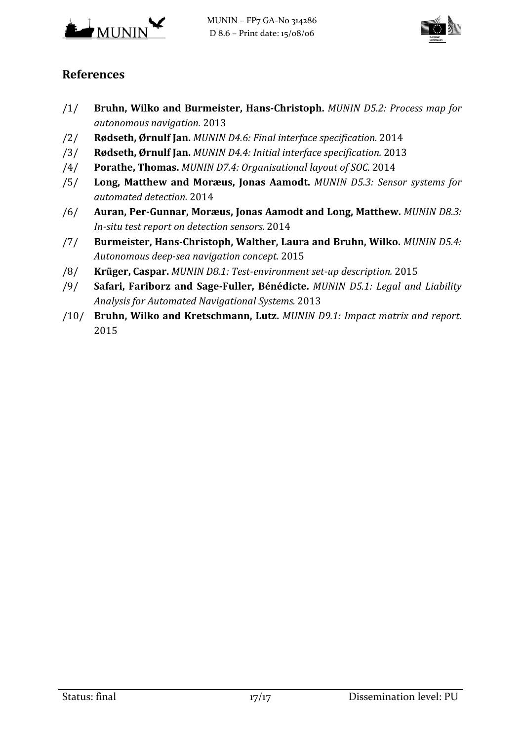## References

/1/ **Bruhn, Wilko and Burmeister, Hans-Christoph.** *MUNIN D5.2: Process map for autonomous navigation.* 2013

/2/ **Rødseth, Ørnulf Jan.** *MUNIN D4.6: Final interface specification.* 2014

/3/ **Rødseth, Ørnulf Jan.** *MUNIN D4.4: Initial interface specification.* 2013

/4/ **Porathe, Thomas.** *MUNIN D7.4: Organisational layout of SOC.* 2014

/5/ **Long, Matthew and Moræus, Jonas Aamodt.** *MUNIN D5.3: Sensor systems for automated detection.* 2014

/6/ **Auran, Per-Gunnar, Moræus, Jonas Aamodt and Long, Matthew.** *MUNIN D8.3: In-situ test report on detection sensors.* 2014

/7/ **Burmeister, Hans-Christoph, Walther, Laura and Bruhn, Wilko.** *MUNIN D5.4: Autonomous deep-sea navigation concept.* 2015

/8/ **Krüger, Caspar.** *MUNIN D8.1: Test-environment set-up description.* 2015

/9/ **Safari, Fariborz and Sage-Fuller, Bénédicte.** *MUNIN D5.1: Legal and Liability Analysis for Automated Navigational Systems.* 2013

/10/ **Bruhn, Wilko and Kretschmann, Lutz.** *MUNIN D9.1: Impact matrix and report.* 2015